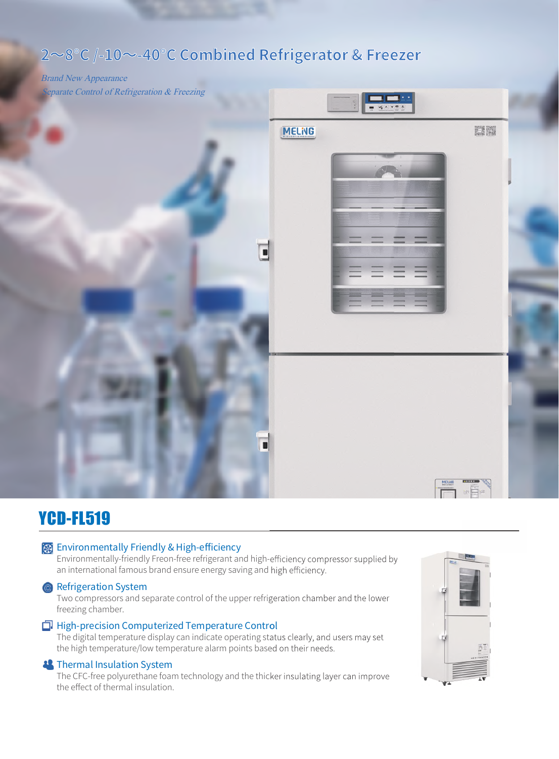# 2～8°C /-10～-40°C Combined Refrigerator & Freezer

*Brand New Appearance*

*Separate Control of Refrigeration & Freezing*

## YCD-FL519

### Environmentally Friendly & High-efficiency

Environmentally-friendly Freon-free refrigerant and high-efficiency compressor supplied by an international famous brand ensure energy saving and high efficiency.

### Refrigeration System

Two compressors and separate control of the upper refrigeration chamber and the lower freezing chamber.

### High-precision Computerized Temperature Control

The digital temperature display can indicate operating status clearly, and users may set the high temperature/low temperature alarm points based on their needs.

### Thermal Insulation System

The CFC-free polyurethane foam technology and the thicker insulating layer can improve the effect of thermal insulation.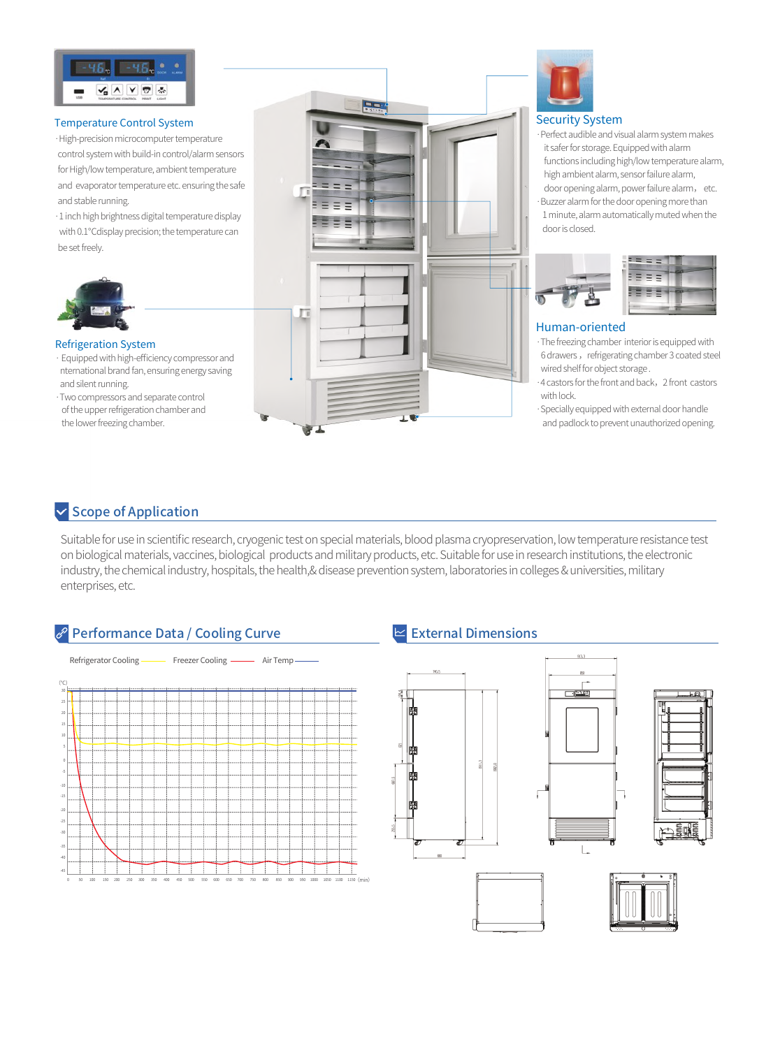## Temperature Control System

- High-precision microcomputer temperature control system with build-in control/alarm sensors for High/low temperature, ambient temperature and evaporator temperature etc. ensuring the safe and stable running.
- 1 inch high brightness digital temperature display with 0.1°Cdisplay precision; the temperature can be set freely.

## Refrigeration System

- Equipped with high-efficiency compressor and nternational brand fan, ensuring energy saving and silent running.
- Two compressors and separate control of the upper refrigeration chamber and the lower freezing chamber.

## Security System

- Perfect audible and visual alarm system makes it safer for storage. Equipped with alarm functions including high/low temperature alarm, high ambient alarm, sensor failure alarm, door opening alarm, power failure alarm, etc.
- Buzzer alarm for the door opening more than 1 minute, alarm automatically muted when the door is closed.

## Human-oriented

- The freezing chamber interior is equipped with 6 drawers, refrigerating chamber 3 coated steel wired shelf for object storage.
- 4 castors for the front and back, 2 front castors with lock.
- Specially equipped with external door handle and padlock to prevent unauthorized opening.

## Scope of Application

Suitable for use in scientific research, cryogenic test on special materials, blood plasma cryopreservation, low temperature resistance test on biological materials, vaccines, biological products and military products, etc. Suitable for use in research institutions, the electronic industry, the chemical industry, hospitals, the health,& disease prevention system, laboratories in colleges & universities, military enterprises, etc.

## Performance Data / Cooling Curve

Refrigerator Cooling  Freezer Cooling  Air Temp

(°C)

30 25 20 15 10 5 0 -5 -10 -15 -20 -25 -30 -35 -40 -45

0 50 100 150 200 250 300 350 400 450 500 550 600 650 700 750 800 850 900 950 1000 1050 1100 1150 (min)

## External Dimensions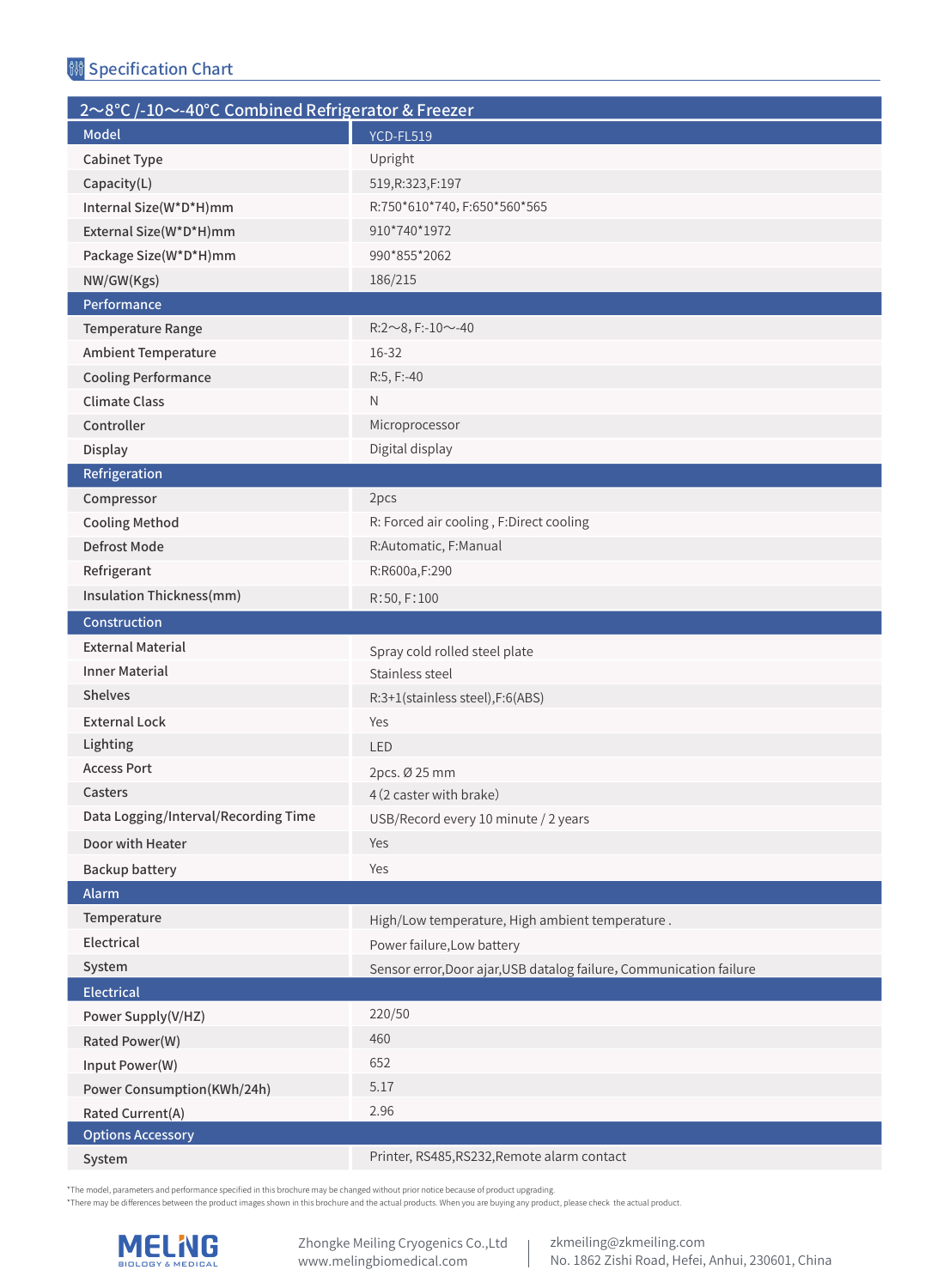## Specification Chart

| 2～8°C /-10～-40°C Combined Refrigerator & Freezer | |
|---|---|
| Model | YCD-FL519 |
| Cabinet Type | Upright |
| Capacity(L) | 519,R:323,F:197 |
| Internal Size(W*D*H)mm | R:750*610*740, F:650*560*565 |
| External Size(W*D*H)mm | 910*740*1972 |
| Package Size(W*D*H)mm | 990*855*2062 |
| NW/GW(Kgs) | 186/215 |
| **Performance** | |
| Temperature Range | R:2～8, F:-10～-40 |
| Ambient Temperature | 16-32 |
| Cooling Performance | R:5, F:-40 |
| Climate Class | N |
| Controller | Microprocessor |
| Display | Digital display |
| **Refrigeration** | |
| Compressor | 2pcs |
| Cooling Method | R: Forced air cooling , F:Direct cooling |
| Defrost Mode | R:Automatic, F:Manual |
| Refrigerant | R:R600a,F:290 |
| Insulation Thickness(mm) | R:50, F:100 |
| **Construction** | |
| External Material | Spray cold rolled steel plate |
| Inner Material | Stainless steel |
| Shelves | R:3+1(stainless steel),F:6(ABS) |
| External Lock | Yes |
| Lighting | LED |
| Access Port | 2pcs. Ø 25 mm |
| Casters | 4 (2 caster with brake) |
| Data Logging/Interval/Recording Time | USB/Record every 10 minute / 2 years |
| Door with Heater | Yes |
| Backup battery | Yes |
| **Alarm** | |
| Temperature | High/Low temperature, High ambient temperature . |
| Electrical | Power failure,Low battery |
| System | Sensor error,Door ajar,USB datalog failure, Communication failure |
| **Electrical** | |
| Power Supply(V/HZ) | 220/50 |
| Rated Power(W) | 460 |
| Input Power(W) | 652 |
| Power Consumption(KWh/24h) | 5.17 |
| Rated Current(A) | 2.96 |
| **Options Accessory** | |
| System | Printer, RS485,RS232,Remote alarm contact |

*The model, parameters and performance specified in this brochure may be changed without prior notice because of product upgrading.
*There may be differences between the product images shown in this brochure and the actual products. When you are buying any product, please check the actual product.

MELING BIOLOGY & MEDICAL

Zhongke Meiling Cryogenics Co.,Ltd
www.melingbiomedical.com

zkmeiling@zkmeiling.com
No. 1862 Zishi Road, Hefei, Anhui, 230601, China